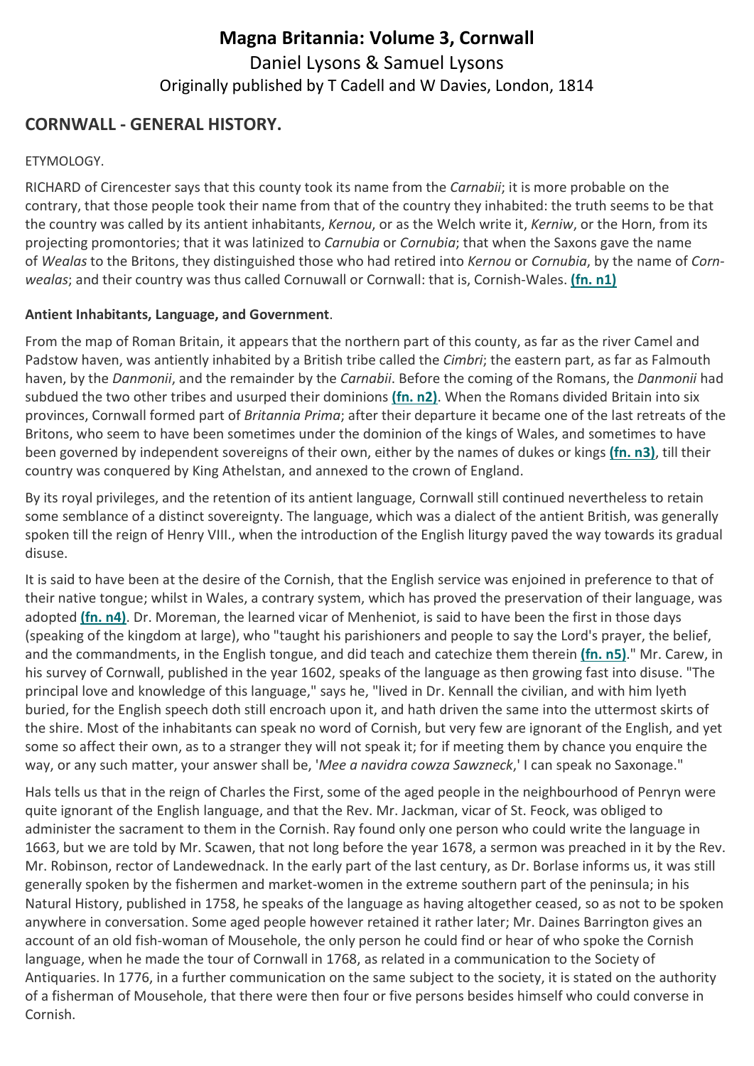# Magna Britannia: Volume 3, Cornwall

Daniel Lysons & Samuel Lysons

Originally published by T Cadell and W Davies, London, 1814

## CORNWALL - GENERAL HISTORY.

ETYMOLOGY.

RICHARD of Cirencester says that this county took its name from the *Carnabii*; it is more probable on the contrary, that those people took their name from that of the country they inhabited: the truth seems to be that the country was called by its antient inhabitants, *Kernou*, or as the Welch write it, *Kerniw*, or the Horn, from its projecting promontories; that it was latinized to *Carnubia* or *Cornubia*; that when the Saxons gave the name of *Wealas* to the Britons, they distinguished those who had retired into *Kernou* or *Cornubia*, by the name of *Corn-wealas*; and their country was thus called Cornuwall or Cornwall: that is, Cornish-Wales. **(fn. n1)**

**Antient Inhabitants, Language, and Government**.

From the map of Roman Britain, it appears that the northern part of this county, as far as the river Camel and Padstow haven, was antiently inhabited by a British tribe called the *Cimbri*; the eastern part, as far as Falmouth haven, by the *Danmonii*, and the remainder by the *Carnabii*. Before the coming of the Romans, the *Danmonii* had subdued the two other tribes and usurped their dominions **(fn. n2)**. When the Romans divided Britain into six provinces, Cornwall formed part of *Britannia Prima*; after their departure it became one of the last retreats of the Britons, who seem to have been sometimes under the dominion of the kings of Wales, and sometimes to have been governed by independent sovereigns of their own, either by the names of dukes or kings **(fn. n3)**, till their country was conquered by King Athelstan, and annexed to the crown of England.

By its royal privileges, and the retention of its antient language, Cornwall still continued nevertheless to retain some semblance of a distinct sovereignty. The language, which was a dialect of the antient British, was generally spoken till the reign of Henry VIII., when the introduction of the English liturgy paved the way towards its gradual disuse.

It is said to have been at the desire of the Cornish, that the English service was enjoined in preference to that of their native tongue; whilst in Wales, a contrary system, which has proved the preservation of their language, was adopted **(fn. n4)**. Dr. Moreman, the learned vicar of Menheniot, is said to have been the first in those days (speaking of the kingdom at large), who "taught his parishioners and people to say the Lord's prayer, the belief, and the commandments, in the English tongue, and did teach and catechize them therein **(fn. n5)**." Mr. Carew, in his survey of Cornwall, published in the year 1602, speaks of the language as then growing fast into disuse. "The principal love and knowledge of this language," says he, "lived in Dr. Kennall the civilian, and with him lyeth buried, for the English speech doth still encroach upon it, and hath driven the same into the uttermost skirts of the shire. Most of the inhabitants can speak no word of Cornish, but very few are ignorant of the English, and yet some so affect their own, as to a stranger they will not speak it; for if meeting them by chance you enquire the way, or any such matter, your answer shall be, '*Mee a navidra cowza Sawzneck*,' I can speak no Saxonage."

Hals tells us that in the reign of Charles the First, some of the aged people in the neighbourhood of Penryn were quite ignorant of the English language, and that the Rev. Mr. Jackman, vicar of St. Feock, was obliged to administer the sacrament to them in the Cornish. Ray found only one person who could write the language in 1663, but we are told by Mr. Scawen, that not long before the year 1678, a sermon was preached in it by the Rev. Mr. Robinson, rector of Landewednack. In the early part of the last century, as Dr. Borlase informs us, it was still generally spoken by the fishermen and market-women in the extreme southern part of the peninsula; in his Natural History, published in 1758, he speaks of the language as having altogether ceased, so as not to be spoken anywhere in conversation. Some aged people however retained it rather later; Mr. Daines Barrington gives an account of an old fish-woman of Mousehole, the only person he could find or hear of who spoke the Cornish language, when he made the tour of Cornwall in 1768, as related in a communication to the Society of Antiquaries. In 1776, in a further communication on the same subject to the society, it is stated on the authority of a fisherman of Mousehole, that there were then four or five persons besides himself who could converse in Cornish.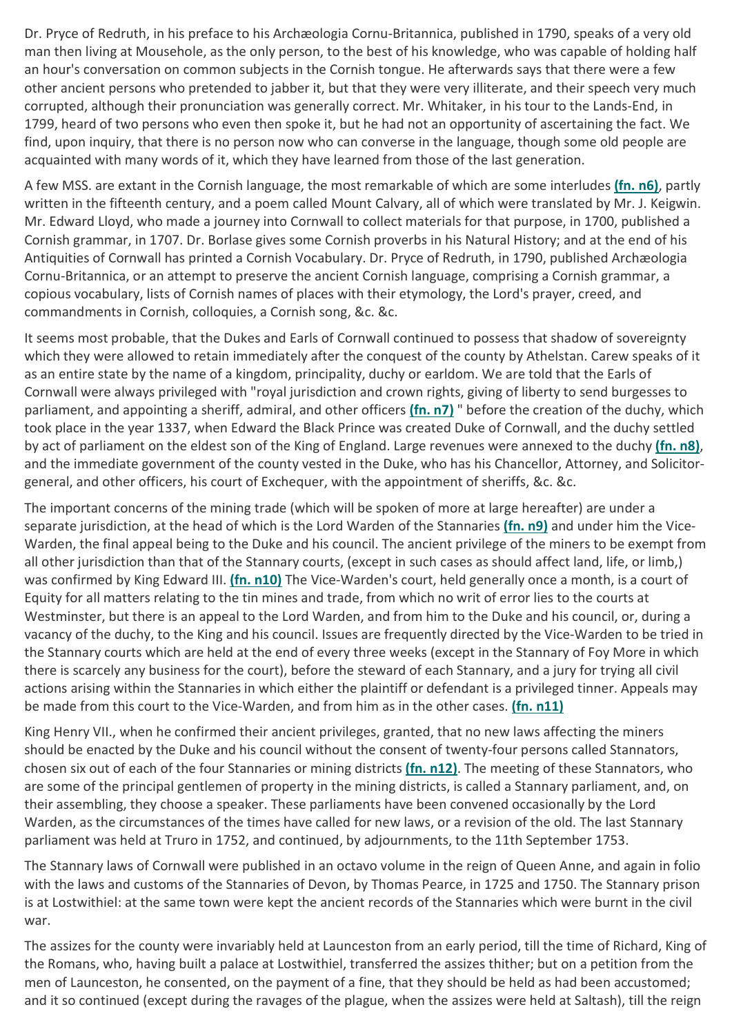Dr. Pryce of Redruth, in his preface to his Archæologia Cornu-Britannica, published in 1790, speaks of a very old man then living at Mousehole, as the only person, to the best of his knowledge, who was capable of holding half an hour's conversation on common subjects in the Cornish tongue. He afterwards says that there were a few other ancient persons who pretended to jabber it, but that they were very illiterate, and their speech very much corrupted, although their pronunciation was generally correct. Mr. Whitaker, in his tour to the Lands-End, in 1799, heard of two persons who even then spoke it, but he had not an opportunity of ascertaining the fact. We find, upon inquiry, that there is no person now who can converse in the language, though some old people are acquainted with many words of it, which they have learned from those of the last generation.

A few MSS. are extant in the Cornish language, the most remarkable of which are some interludes **(fn. n6)**, partly written in the fifteenth century, and a poem called Mount Calvary, all of which were translated by Mr. J. Keigwin. Mr. Edward Lloyd, who made a journey into Cornwall to collect materials for that purpose, in 1700, published a Cornish grammar, in 1707. Dr. Borlase gives some Cornish proverbs in his Natural History; and at the end of his Antiquities of Cornwall has printed a Cornish Vocabulary. Dr. Pryce of Redruth, in 1790, published Archæologia Cornu-Britannica, or an attempt to preserve the ancient Cornish language, comprising a Cornish grammar, a copious vocabulary, lists of Cornish names of places with their etymology, the Lord's prayer, creed, and commandments in Cornish, colloquies, a Cornish song, &c. &c.

It seems most probable, that the Dukes and Earls of Cornwall continued to possess that shadow of sovereignty which they were allowed to retain immediately after the conquest of the county by Athelstan. Carew speaks of it as an entire state by the name of a kingdom, principality, duchy or earldom. We are told that the Earls of Cornwall were always privileged with "royal jurisdiction and crown rights, giving of liberty to send burgesses to parliament, and appointing a sheriff, admiral, and other officers **(fn. n7)** " before the creation of the duchy, which took place in the year 1337, when Edward the Black Prince was created Duke of Cornwall, and the duchy settled by act of parliament on the eldest son of the King of England. Large revenues were annexed to the duchy **(fn. n8)**, and the immediate government of the county vested in the Duke, who has his Chancellor, Attorney, and Solicitor-general, and other officers, his court of Exchequer, with the appointment of sheriffs, &c. &c.

The important concerns of the mining trade (which will be spoken of more at large hereafter) are under a separate jurisdiction, at the head of which is the Lord Warden of the Stannaries **(fn. n9)** and under him the Vice-Warden, the final appeal being to the Duke and his council. The ancient privilege of the miners to be exempt from all other jurisdiction than that of the Stannary courts, (except in such cases as should affect land, life, or limb,) was confirmed by King Edward III. **(fn. n10)** The Vice-Warden's court, held generally once a month, is a court of Equity for all matters relating to the tin mines and trade, from which no writ of error lies to the courts at Westminster, but there is an appeal to the Lord Warden, and from him to the Duke and his council, or, during a vacancy of the duchy, to the King and his council. Issues are frequently directed by the Vice-Warden to be tried in the Stannary courts which are held at the end of every three weeks (except in the Stannary of Foy More in which there is scarcely any business for the court), before the steward of each Stannary, and a jury for trying all civil actions arising within the Stannaries in which either the plaintiff or defendant is a privileged tinner. Appeals may be made from this court to the Vice-Warden, and from him as in the other cases. **(fn. n11)**

King Henry VII., when he confirmed their ancient privileges, granted, that no new laws affecting the miners should be enacted by the Duke and his council without the consent of twenty-four persons called Stannators, chosen six out of each of the four Stannaries or mining districts **(fn. n12)**. The meeting of these Stannators, who are some of the principal gentlemen of property in the mining districts, is called a Stannary parliament, and, on their assembling, they choose a speaker. These parliaments have been convened occasionally by the Lord Warden, as the circumstances of the times have called for new laws, or a revision of the old. The last Stannary parliament was held at Truro in 1752, and continued, by adjournments, to the 11th September 1753.

The Stannary laws of Cornwall were published in an octavo volume in the reign of Queen Anne, and again in folio with the laws and customs of the Stannaries of Devon, by Thomas Pearce, in 1725 and 1750. The Stannary prison is at Lostwithiel: at the same town were kept the ancient records of the Stannaries which were burnt in the civil war.

The assizes for the county were invariably held at Launceston from an early period, till the time of Richard, King of the Romans, who, having built a palace at Lostwithiel, transferred the assizes thither; but on a petition from the men of Launceston, he consented, on the payment of a fine, that they should be held as had been accustomed; and it so continued (except during the ravages of the plague, when the assizes were held at Saltash), till the reign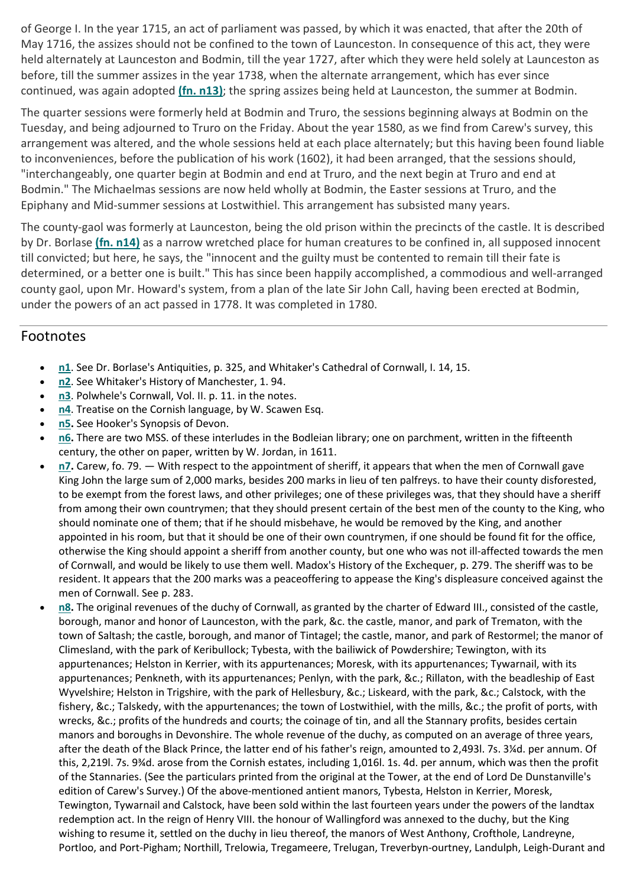of George I. In the year 1715, an act of parliament was passed, by which it was enacted, that after the 20th of May 1716, the assizes should not be confined to the town of Launceston. In consequence of this act, they were held alternately at Launceston and Bodmin, till the year 1727, after which they were held solely at Launceston as before, till the summer assizes in the year 1738, when the alternate arrangement, which has ever since continued, was again adopted **(fn. n13)**; the spring assizes being held at Launceston, the summer at Bodmin.

The quarter sessions were formerly held at Bodmin and Truro, the sessions beginning always at Bodmin on the Tuesday, and being adjourned to Truro on the Friday. About the year 1580, as we find from Carew's survey, this arrangement was altered, and the whole sessions held at each place alternately; but this having been found liable to inconveniences, before the publication of his work (1602), it had been arranged, that the sessions should, "interchangeably, one quarter begin at Bodmin and end at Truro, and the next begin at Truro and end at Bodmin." The Michaelmas sessions are now held wholly at Bodmin, the Easter sessions at Truro, and the Epiphany and Mid-summer sessions at Lostwithiel. This arrangement has subsisted many years.

The county-gaol was formerly at Launceston, being the old prison within the precincts of the castle. It is described by Dr. Borlase **(fn. n14)** as a narrow wretched place for human creatures to be confined in, all supposed innocent till convicted; but here, he says, the "innocent and the guilty must be contented to remain till their fate is determined, or a better one is built." This has since been happily accomplished, a commodious and well-arranged county gaol, upon Mr. Howard's system, from a plan of the late Sir John Call, having been erected at Bodmin, under the powers of an act passed in 1778. It was completed in 1780.

## Footnotes

- **n1**. See Dr. Borlase's Antiquities, p. 325, and Whitaker's Cathedral of Cornwall, I. 14, 15.
- **n2**. See Whitaker's History of Manchester, 1. 94.
- **n3**. Polwhele's Cornwall, Vol. II. p. 11. in the notes.
- **n4**. Treatise on the Cornish language, by W. Scawen Esq.
- **n5.** See Hooker's Synopsis of Devon.
- **n6.** There are two MSS. of these interludes in the Bodleian library; one on parchment, written in the fifteenth century, the other on paper, written by W. Jordan, in 1611.
- **n7.** Carew, fo. 79. — With respect to the appointment of sheriff, it appears that when the men of Cornwall gave King John the large sum of 2,000 marks, besides 200 marks in lieu of ten palfreys. to have their county disforested, to be exempt from the forest laws, and other privileges; one of these privileges was, that they should have a sheriff from among their own countrymen; that they should present certain of the best men of the county to the King, who should nominate one of them; that if he should misbehave, he would be removed by the King, and another appointed in his room, but that it should be one of their own countrymen, if one should be found fit for the office, otherwise the King should appoint a sheriff from another county, but one who was not ill-affected towards the men of Cornwall, and would be likely to use them well. Madox's History of the Exchequer, p. 279. The sheriff was to be resident. It appears that the 200 marks was a peaceoffering to appease the King's displeasure conceived against the men of Cornwall. See p. 283.
- **n8.** The original revenues of the duchy of Cornwall, as granted by the charter of Edward III., consisted of the castle, borough, manor and honor of Launceston, with the park, &c. the castle, manor, and park of Trematon, with the town of Saltash; the castle, borough, and manor of Tintagel; the castle, manor, and park of Restormel; the manor of Climesland, with the park of Keribullock; Tybesta, with the bailiwick of Powdershire; Tewington, with its appurtenances; Helston in Kerrier, with its appurtenances; Moresk, with its appurtenances; Tywarnail, with its appurtenances; Penkneth, with its appurtenances; Penlyn, with the park, &c.; Rillaton, with the beadleship of East Wyvelshire; Helston in Trigshire, with the park of Hellesbury, &c.; Liskeard, with the park, &c.; Calstock, with the fishery, &c.; Talskedy, with the appurtenances; the town of Lostwithiel, with the mills, &c.; the profit of ports, with wrecks, &c.; profits of the hundreds and courts; the coinage of tin, and all the Stannary profits, besides certain manors and boroughs in Devonshire. The whole revenue of the duchy, as computed on an average of three years, after the death of the Black Prince, the latter end of his father's reign, amounted to 2,493l. 7s. 3¼d. per annum. Of this, 2,219l. 7s. 9¾d. arose from the Cornish estates, including 1,016l. 1s. 4d. per annum, which was then the profit of the Stannaries. (See the particulars printed from the original at the Tower, at the end of Lord De Dunstanville's edition of Carew's Survey.) Of the above-mentioned antient manors, Tybesta, Helston in Kerrier, Moresk, Tewington, Tywarnail and Calstock, have been sold within the last fourteen years under the powers of the landtax redemption act. In the reign of Henry VIII. the honour of Wallingford was annexed to the duchy, but the King wishing to resume it, settled on the duchy in lieu thereof, the manors of West Anthony, Crofthole, Landreyne, Portloo, and Port-Pigham; Northill, Trelowia, Tregameere, Trelugan, Treverbyn-ourtney, Landulph, Leigh-Durant and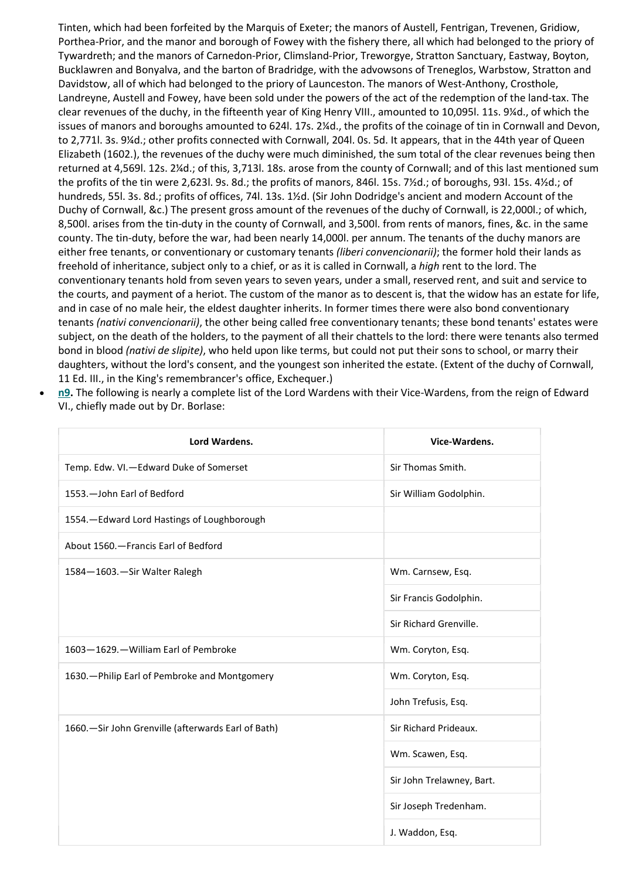Tinten, which had been forfeited by the Marquis of Exeter; the manors of Austell, Fentrigan, Trevenen, Gridiow, Porthea-Prior, and the manor and borough of Fowey with the fishery there, all which had belonged to the priory of Tywardreth; and the manors of Carnedon-Prior, Climsland-Prior, Treworgye, Stratton Sanctuary, Eastway, Boyton, Bucklawren and Bonyalva, and the barton of Bradridge, with the advowsons of Treneglos, Warbstow, Stratton and Davidstow, all of which had belonged to the priory of Launceston. The manors of West-Anthony, Crosthole, Landreyne, Austell and Fowey, have been sold under the powers of the act of the redemption of the land-tax. The clear revenues of the duchy, in the fifteenth year of King Henry VIII., amounted to 10,095l. 11s. 9¼d., of which the issues of manors and boroughs amounted to 624l. 17s. 2¼d., the profits of the coinage of tin in Cornwall and Devon, to 2,771l. 3s. 9¼d.; other profits connected with Cornwall, 204l. 0s. 5d. It appears, that in the 44th year of Queen Elizabeth (1602.), the revenues of the duchy were much diminished, the sum total of the clear revenues being then returned at 4,569l. 12s. 2¼d.; of this, 3,713l. 18s. arose from the county of Cornwall; and of this last mentioned sum the profits of the tin were 2,623l. 9s. 8d.; the profits of manors, 846l. 15s. 7½d.; of boroughs, 93l. 15s. 4½d.; of hundreds, 55l. 3s. 8d.; profits of offices, 74l. 13s. 1½d. (Sir John Dodridge's ancient and modern Account of the Duchy of Cornwall, &c.) The present gross amount of the revenues of the duchy of Cornwall, is 22,000l.; of which, 8,500l. arises from the tin-duty in the county of Cornwall, and 3,500l. from rents of manors, fines, &c. in the same county. The tin-duty, before the war, had been nearly 14,000l. per annum. The tenants of the duchy manors are either free tenants, or conventionary or customary tenants *(liberi convencionarii)*; the former hold their lands as freehold of inheritance, subject only to a chief, or as it is called in Cornwall, a *high* rent to the lord. The conventionary tenants hold from seven years to seven years, under a small, reserved rent, and suit and service to the courts, and payment of a heriot. The custom of the manor as to descent is, that the widow has an estate for life, and in case of no male heir, the eldest daughter inherits. In former times there were also bond conventionary tenants *(nativi convencionarii)*, the other being called free conventionary tenants; these bond tenants' estates were subject, on the death of the holders, to the payment of all their chattels to the lord: there were tenants also termed bond in blood *(nativi de slipite)*, who held upon like terms, but could not put their sons to school, or marry their daughters, without the lord's consent, and the youngest son inherited the estate. (Extent of the duchy of Cornwall, 11 Ed. III., in the King's remembrancer's office, Exchequer.)

- **n9.** The following is nearly a complete list of the Lord Wardens with their Vice-Wardens, from the reign of Edward VI., chiefly made out by Dr. Borlase:

| Lord Wardens. | Vice-Wardens. |
|---|---|
| Temp. Edw. VI.—Edward Duke of Somerset | Sir Thomas Smith. |
| 1553.—John Earl of Bedford | Sir William Godolphin. |
| 1554.—Edward Lord Hastings of Loughborough | |
| About 1560.—Francis Earl of Bedford | |
| 1584—1603.—Sir Walter Ralegh | Wm. Carnsew, Esq. |
| | Sir Francis Godolphin. |
| | Sir Richard Grenville. |
| 1603—1629.—William Earl of Pembroke | Wm. Coryton, Esq. |
| 1630.—Philip Earl of Pembroke and Montgomery | Wm. Coryton, Esq. |
| | John Trefusis, Esq. |
| 1660.—Sir John Grenville (afterwards Earl of Bath) | Sir Richard Prideaux. |
| | Wm. Scawen, Esq. |
| | Sir John Trelawney, Bart. |
| | Sir Joseph Tredenham. |
| | J. Waddon, Esq. |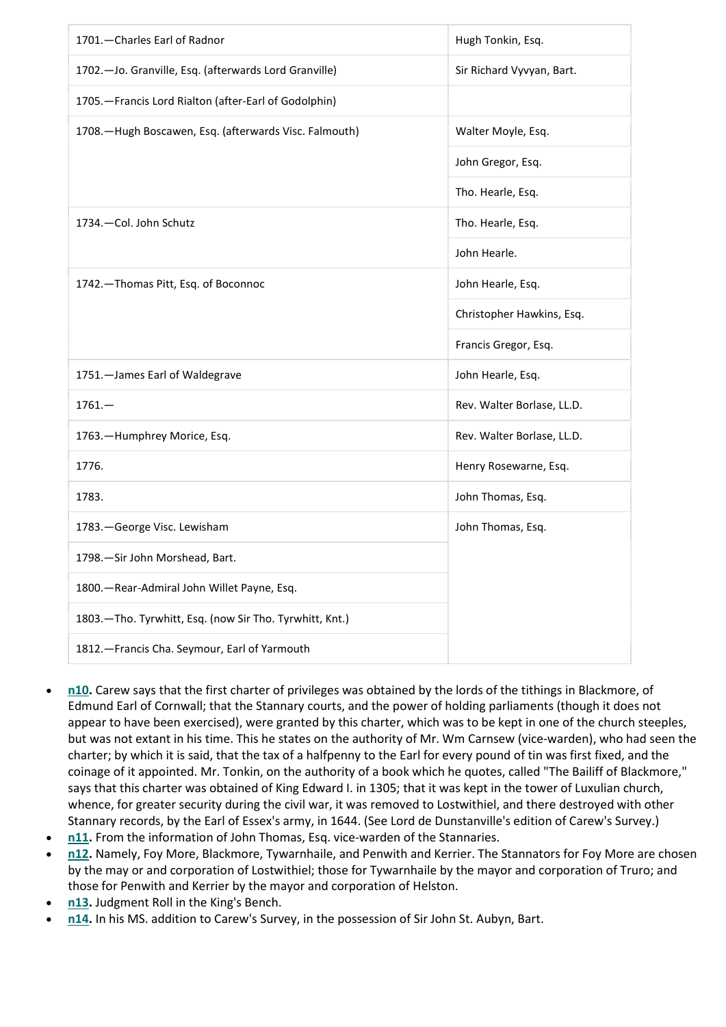| | |
|---|---|
| 1701.—Charles Earl of Radnor | Hugh Tonkin, Esq. |
| 1702.—Jo. Granville, Esq. (afterwards Lord Granville) | Sir Richard Vyvyan, Bart. |
| 1705.—Francis Lord Rialton (after-Earl of Godolphin) | |
| 1708.—Hugh Boscawen, Esq. (afterwards Visc. Falmouth) | Walter Moyle, Esq. |
| | John Gregor, Esq. |
| | Tho. Hearle, Esq. |
| 1734.—Col. John Schutz | Tho. Hearle, Esq. |
| | John Hearle. |
| 1742.—Thomas Pitt, Esq. of Boconnoc | John Hearle, Esq. |
| | Christopher Hawkins, Esq. |
| | Francis Gregor, Esq. |
| 1751.—James Earl of Waldegrave | John Hearle, Esq. |
| 1761.— | Rev. Walter Borlase, LL.D. |
| 1763.—Humphrey Morice, Esq. | Rev. Walter Borlase, LL.D. |
| 1776. | Henry Rosewarne, Esq. |
| 1783. | John Thomas, Esq. |
| 1783.—George Visc. Lewisham | John Thomas, Esq. |
| 1798.—Sir John Morshead, Bart. | |
| 1800.—Rear-Admiral John Willet Payne, Esq. | |
| 1803.—Tho. Tyrwhitt, Esq. (now Sir Tho. Tyrwhitt, Knt.) | |
| 1812.—Francis Cha. Seymour, Earl of Yarmouth | |

- **n10.** Carew says that the first charter of privileges was obtained by the lords of the tithings in Blackmore, of Edmund Earl of Cornwall; that the Stannary courts, and the power of holding parliaments (though it does not appear to have been exercised), were granted by this charter, which was to be kept in one of the church steeples, but was not extant in his time. This he states on the authority of Mr. Wm Carnsew (vice-warden), who had seen the charter; by which it is said, that the tax of a halfpenny to the Earl for every pound of tin was first fixed, and the coinage of it appointed. Mr. Tonkin, on the authority of a book which he quotes, called "The Bailiff of Blackmore," says that this charter was obtained of King Edward I. in 1305; that it was kept in the tower of Luxulian church, whence, for greater security during the civil war, it was removed to Lostwithiel, and there destroyed with other Stannary records, by the Earl of Essex's army, in 1644. (See Lord de Dunstanville's edition of Carew's Survey.)
- **n11.** From the information of John Thomas, Esq. vice-warden of the Stannaries.
- **n12.** Namely, Foy More, Blackmore, Tywarnhaile, and Penwith and Kerrier. The Stannators for Foy More are chosen by the may or and corporation of Lostwithiel; those for Tywarnhaile by the mayor and corporation of Truro; and those for Penwith and Kerrier by the mayor and corporation of Helston.
- **n13.** Judgment Roll in the King's Bench.
- **n14.** In his MS. addition to Carew's Survey, in the possession of Sir John St. Aubyn, Bart.